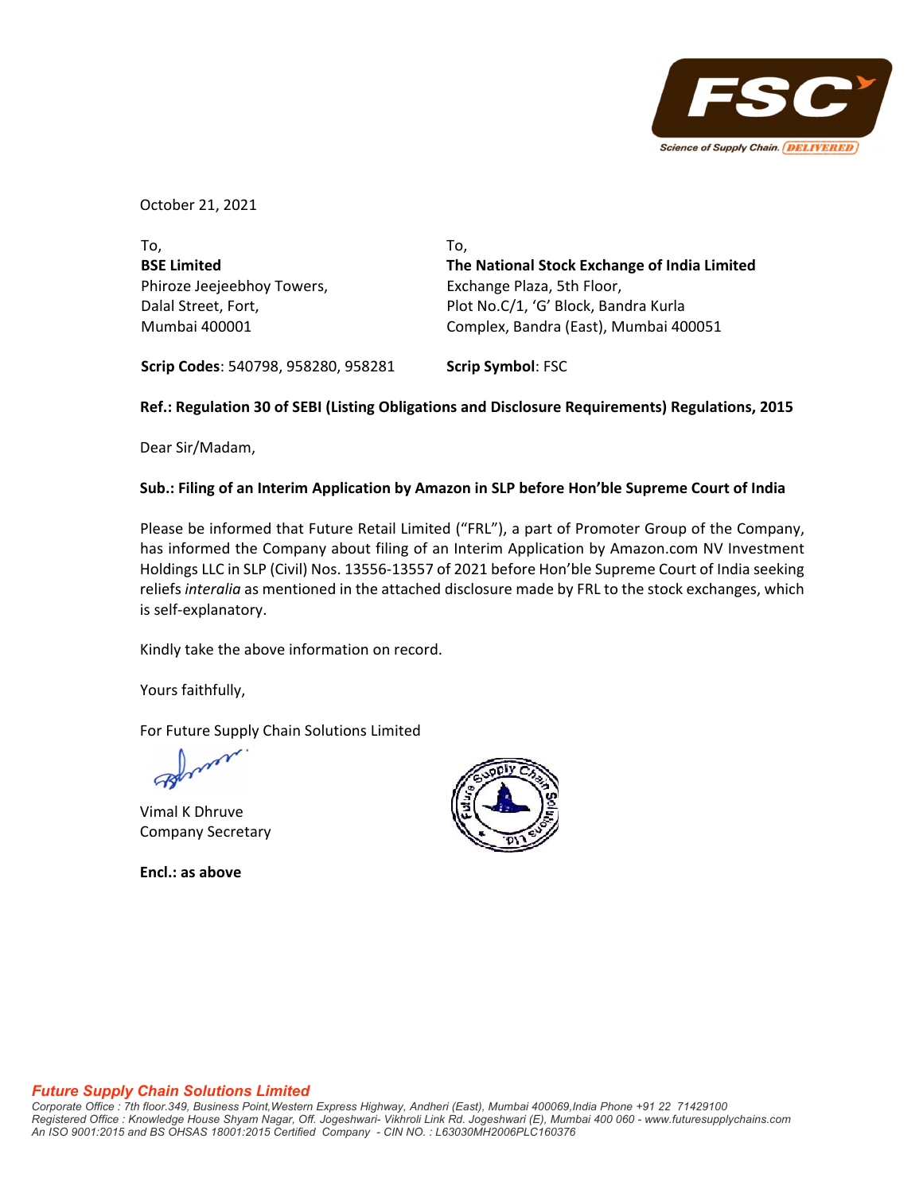October 21, 2021

To,
**BSE Limited**
Phiroze Jeejeebhoy Towers,
Dalal Street, Fort,
Mumbai 400001

**Scrip Codes**: 540798, 958280, 958281

To,
**The National Stock Exchange of India Limited**
Exchange Plaza, 5th Floor,
Plot No.C/1, 'G' Block, Bandra Kurla
Complex, Bandra (East), Mumbai 400051

**Scrip Symbol**: FSC

**Ref.: Regulation 30 of SEBI (Listing Obligations and Disclosure Requirements) Regulations, 2015**

Dear Sir/Madam,

**Sub.: Filing of an Interim Application by Amazon in SLP before Hon'ble Supreme Court of India**

Please be informed that Future Retail Limited ("FRL"), a part of Promoter Group of the Company, has informed the Company about filing of an Interim Application by Amazon.com NV Investment Holdings LLC in SLP (Civil) Nos. 13556-13557 of 2021 before Hon'ble Supreme Court of India seeking reliefs *interalia* as mentioned in the attached disclosure made by FRL to the stock exchanges, which is self-explanatory.

Kindly take the above information on record.

Yours faithfully,

For Future Supply Chain Solutions Limited

Vimal K Dhruve
Company Secretary

**Encl.: as above**

***Future Supply Chain Solutions Limited***
*Corporate Office : 7th floor.349, Business Point,Western Express Highway, Andheri (East), Mumbai 400069,India Phone +91 22 71429100*
*Registered Office : Knowledge House Shyam Nagar, Off. Jogeshwari- Vikhroli Link Rd. Jogeshwari (E), Mumbai 400 060 - www.futuresupplychains.com*
*An ISO 9001:2015 and BS OHSAS 18001:2015 Certified Company - CIN NO. : L63030MH2006PLC160376*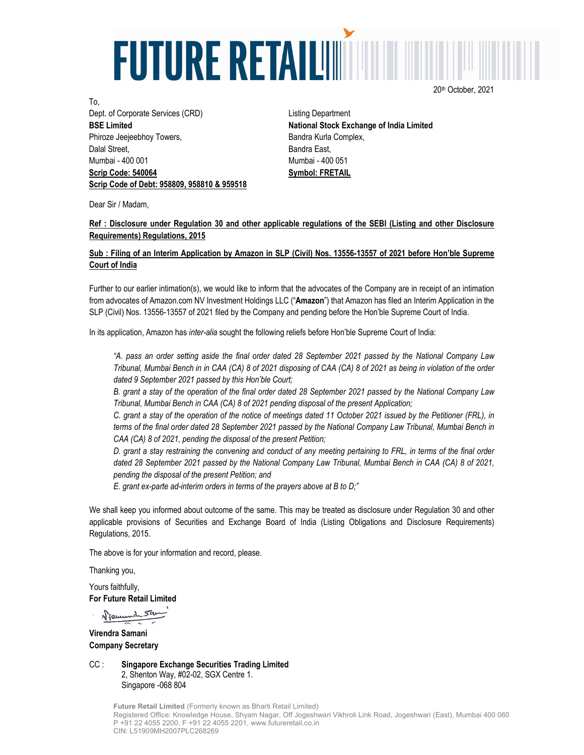**FUTURE RETAIL**

20th October, 2021

To,

Dept. of Corporate Services (CRD)
**BSE Limited**
Phiroze Jeejeebhoy Towers,
Dalal Street,
Mumbai - 400 001
**Scrip Code: 540064**
**Scrip Code of Debt: 958809, 958810 & 959518**

Listing Department
**National Stock Exchange of India Limited**
Bandra Kurla Complex,
Bandra East,
Mumbai - 400 051
**Symbol: FRETAIL**

Dear Sir / Madam,

**Ref : Disclosure under Regulation 30 and other applicable regulations of the SEBI (Listing and other Disclosure Requirements) Regulations, 2015**

**Sub : Filing of an Interim Application by Amazon in SLP (Civil) Nos. 13556-13557 of 2021 before Hon'ble Supreme Court of India**

Further to our earlier intimation(s), we would like to inform that the advocates of the Company are in receipt of an intimation from advocates of Amazon.com NV Investment Holdings LLC ("**Amazon**") that Amazon has filed an Interim Application in the SLP (Civil) Nos. 13556-13557 of 2021 filed by the Company and pending before the Hon'ble Supreme Court of India.

In its application, Amazon has *inter-alia* sought the following reliefs before Hon'ble Supreme Court of India:

*"A. pass an order setting aside the final order dated 28 September 2021 passed by the National Company Law Tribunal, Mumbai Bench in in CAA (CA) 8 of 2021 disposing of CAA (CA) 8 of 2021 as being in violation of the order dated 9 September 2021 passed by this Hon'ble Court;*

*B. grant a stay of the operation of the final order dated 28 September 2021 passed by the National Company Law Tribunal, Mumbai Bench in CAA (CA) 8 of 2021 pending disposal of the present Application;*

*C. grant a stay of the operation of the notice of meetings dated 11 October 2021 issued by the Petitioner (FRL), in terms of the final order dated 28 September 2021 passed by the National Company Law Tribunal, Mumbai Bench in CAA (CA) 8 of 2021, pending the disposal of the present Petition;*

*D. grant a stay restraining the convening and conduct of any meeting pertaining to FRL, in terms of the final order dated 28 September 2021 passed by the National Company Law Tribunal, Mumbai Bench in CAA (CA) 8 of 2021, pending the disposal of the present Petition; and*

*E. grant ex-parte ad-interim orders in terms of the prayers above at B to D;"*

We shall keep you informed about outcome of the same. This may be treated as disclosure under Regulation 30 and other applicable provisions of Securities and Exchange Board of India (Listing Obligations and Disclosure Requirements) Regulations, 2015.

The above is for your information and record, please.

Thanking you,

Yours faithfully,
**For Future Retail Limited**

**Virendra Samani**
**Company Secretary**

CC : **Singapore Exchange Securities Trading Limited**
2, Shenton Way, #02-02, SGX Centre 1.
Singapore -068 804

**Future Retail Limited** (Formerly known as Bharti Retail Limited)
Registered Office: Knowledge House, Shyam Nagar, Off Jogeshwari Vikhroli Link Road, Jogeshwari (East), Mumbai 400 060
P +91 22 4055 2200, F +91 22 4055 2201, www.futureretail.co.in
CIN: L51909MH2007PLC268269